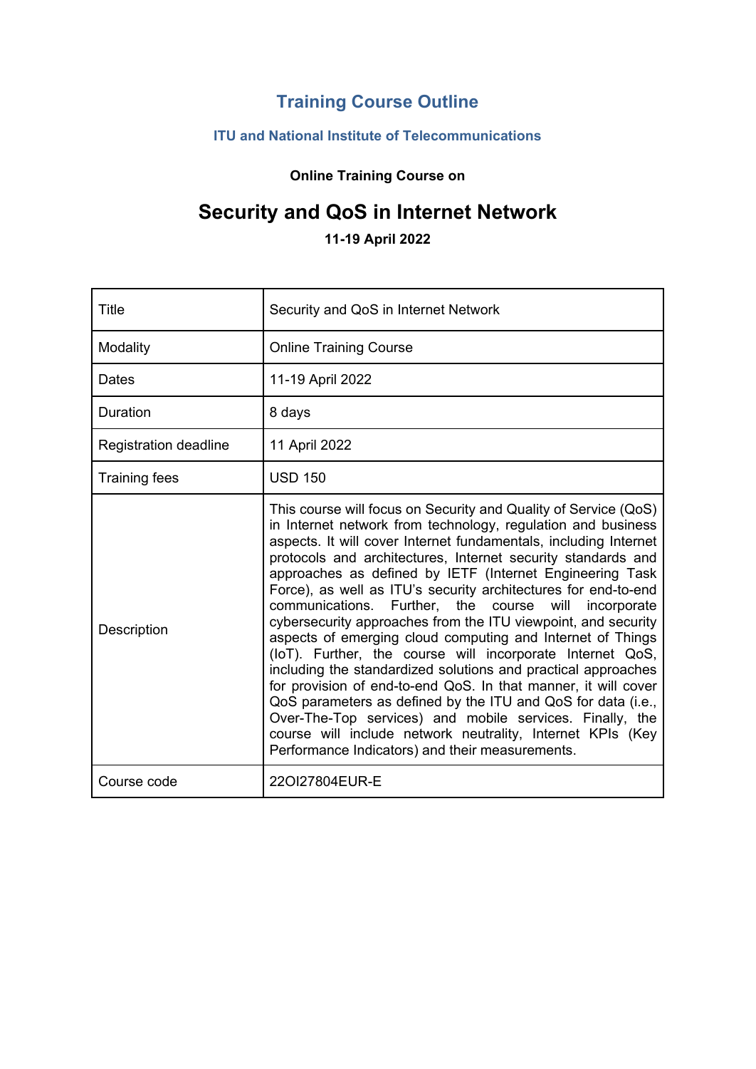# Training Course Outline

### ITU and National Institute of Telecommunications

**Online Training Course on**

## Security and QoS in Internet Network

**11-19 April 2022**

| Title | Security and QoS in Internet Network |
|---|---|
| Modality | Online Training Course |
| Dates | 11-19 April 2022 |
| Duration | 8 days |
| Registration deadline | 11 April 2022 |
| Training fees | USD 150 |
| Description | This course will focus on Security and Quality of Service (QoS) in Internet network from technology, regulation and business aspects. It will cover Internet fundamentals, including Internet protocols and architectures, Internet security standards and approaches as defined by IETF (Internet Engineering Task Force), as well as ITU's security architectures for end-to-end communications. Further, the course will incorporate cybersecurity approaches from the ITU viewpoint, and security aspects of emerging cloud computing and Internet of Things (IoT). Further, the course will incorporate Internet QoS, including the standardized solutions and practical approaches for provision of end-to-end QoS. In that manner, it will cover QoS parameters as defined by the ITU and QoS for data (i.e., Over-The-Top services) and mobile services. Finally, the course will include network neutrality, Internet KPIs (Key Performance Indicators) and their measurements. |
| Course code | 22OI27804EUR-E |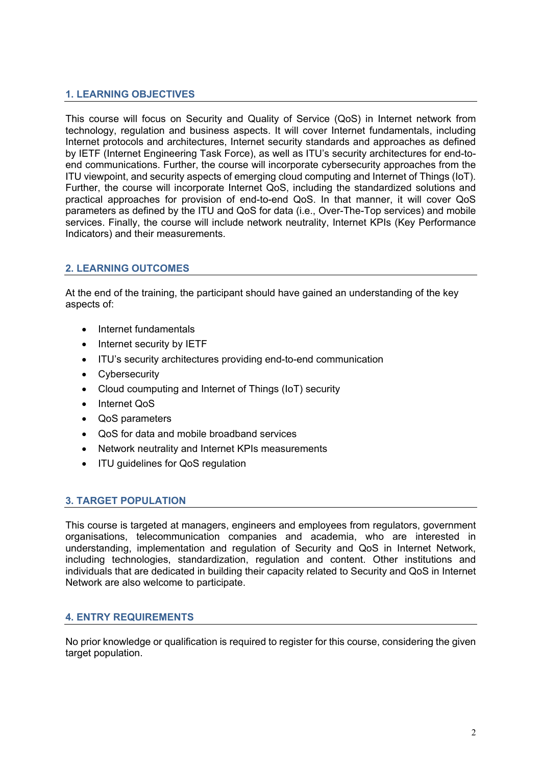## 1. LEARNING OBJECTIVES

This course will focus on Security and Quality of Service (QoS) in Internet network from technology, regulation and business aspects. It will cover Internet fundamentals, including Internet protocols and architectures, Internet security standards and approaches as defined by IETF (Internet Engineering Task Force), as well as ITU's security architectures for end-to-end communications. Further, the course will incorporate cybersecurity approaches from the ITU viewpoint, and security aspects of emerging cloud computing and Internet of Things (IoT). Further, the course will incorporate Internet QoS, including the standardized solutions and practical approaches for provision of end-to-end QoS. In that manner, it will cover QoS parameters as defined by the ITU and QoS for data (i.e., Over-The-Top services) and mobile services. Finally, the course will include network neutrality, Internet KPIs (Key Performance Indicators) and their measurements.

## 2. LEARNING OUTCOMES

At the end of the training, the participant should have gained an understanding of the key aspects of:

- Internet fundamentals
- Internet security by IETF
- ITU's security architectures providing end-to-end communication
- Cybersecurity
- Cloud coumputing and Internet of Things (IoT) security
- Internet QoS
- QoS parameters
- QoS for data and mobile broadband services
- Network neutrality and Internet KPIs measurements
- ITU guidelines for QoS regulation

## 3. TARGET POPULATION

This course is targeted at managers, engineers and employees from regulators, government organisations, telecommunication companies and academia, who are interested in understanding, implementation and regulation of Security and QoS in Internet Network, including technologies, standardization, regulation and content. Other institutions and individuals that are dedicated in building their capacity related to Security and QoS in Internet Network are also welcome to participate.

## 4. ENTRY REQUIREMENTS

No prior knowledge or qualification is required to register for this course, considering the given target population.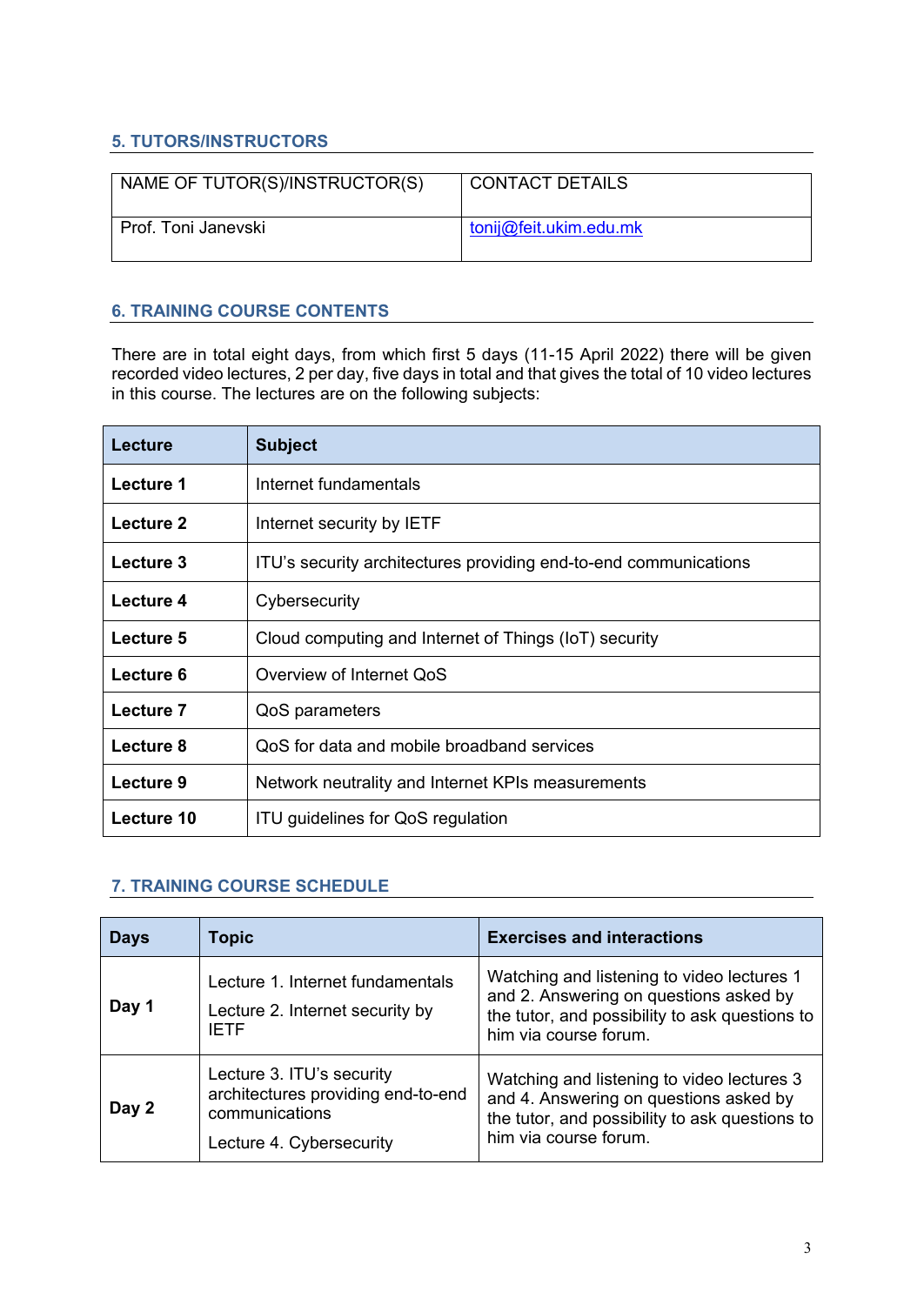## 5. TUTORS/INSTRUCTORS

| NAME OF TUTOR(S)/INSTRUCTOR(S) | CONTACT DETAILS |
|---|---|
| Prof. Toni Janevski | tonij@feit.ukim.edu.mk |

## 6. TRAINING COURSE CONTENTS

There are in total eight days, from which first 5 days (11-15 April 2022) there will be given recorded video lectures, 2 per day, five days in total and that gives the total of 10 video lectures in this course. The lectures are on the following subjects:

| Lecture | Subject |
|---|---|
| **Lecture 1** | Internet fundamentals |
| **Lecture 2** | Internet security by IETF |
| **Lecture 3** | ITU's security architectures providing end-to-end communications |
| **Lecture 4** | Cybersecurity |
| **Lecture 5** | Cloud computing and Internet of Things (IoT) security |
| **Lecture 6** | Overview of Internet QoS |
| **Lecture 7** | QoS parameters |
| **Lecture 8** | QoS for data and mobile broadband services |
| **Lecture 9** | Network neutrality and Internet KPIs measurements |
| **Lecture 10** | ITU guidelines for QoS regulation |

## 7. TRAINING COURSE SCHEDULE

| Days | Topic | Exercises and interactions |
|---|---|---|
| **Day 1** | Lecture 1. Internet fundamentals<br>Lecture 2. Internet security by IETF | Watching and listening to video lectures 1 and 2. Answering on questions asked by the tutor, and possibility to ask questions to him via course forum. |
| **Day 2** | Lecture 3. ITU's security architectures providing end-to-end communications<br>Lecture 4. Cybersecurity | Watching and listening to video lectures 3 and 4. Answering on questions asked by the tutor, and possibility to ask questions to him via course forum. |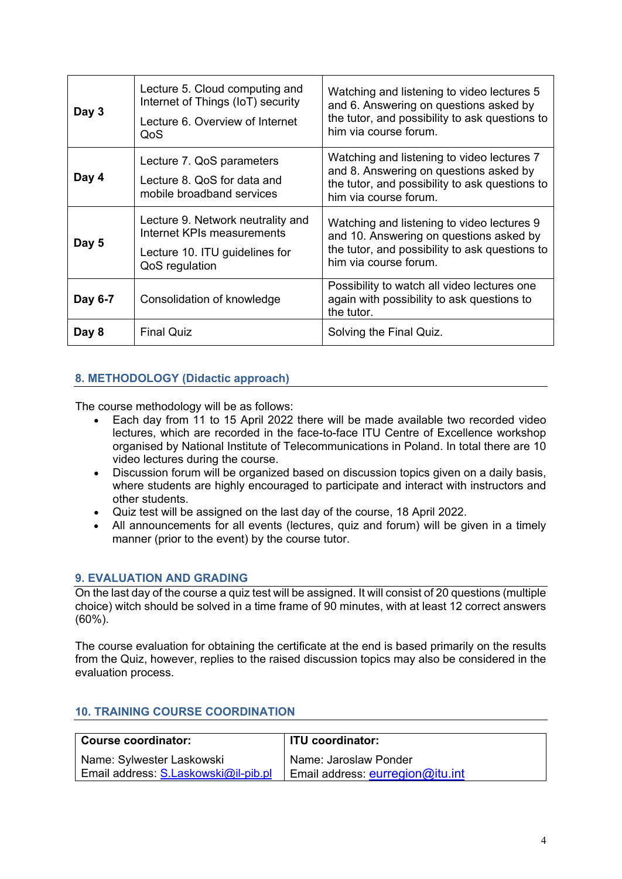| Day 3 | Lecture 5. Cloud computing and Internet of Things (IoT) security<br>Lecture 6. Overview of Internet QoS | Watching and listening to video lectures 5 and 6. Answering on questions asked by the tutor, and possibility to ask questions to him via course forum. |
|---|---|---|
| **Day 4** | Lecture 7. QoS parameters<br>Lecture 8. QoS for data and mobile broadband services | Watching and listening to video lectures 7 and 8. Answering on questions asked by the tutor, and possibility to ask questions to him via course forum. |
| **Day 5** | Lecture 9. Network neutrality and Internet KPIs measurements<br>Lecture 10. ITU guidelines for QoS regulation | Watching and listening to video lectures 9 and 10. Answering on questions asked by the tutor, and possibility to ask questions to him via course forum. |
| **Day 6-7** | Consolidation of knowledge | Possibility to watch all video lectures one again with possibility to ask questions to the tutor. |
| **Day 8** | Final Quiz | Solving the Final Quiz. |

## 8. METHODOLOGY (Didactic approach)

The course methodology will be as follows:

- Each day from 11 to 15 April 2022 there will be made available two recorded video lectures, which are recorded in the face-to-face ITU Centre of Excellence workshop organised by National Institute of Telecommunications in Poland. In total there are 10 video lectures during the course.
- Discussion forum will be organized based on discussion topics given on a daily basis, where students are highly encouraged to participate and interact with instructors and other students.
- Quiz test will be assigned on the last day of the course, 18 April 2022.
- All announcements for all events (lectures, quiz and forum) will be given in a timely manner (prior to the event) by the course tutor.

## 9. EVALUATION AND GRADING

On the last day of the course a quiz test will be assigned. It will consist of 20 questions (multiple choice) witch should be solved in a time frame of 90 minutes, with at least 12 correct answers (60%).

The course evaluation for obtaining the certificate at the end is based primarily on the results from the Quiz, however, replies to the raised discussion topics may also be considered in the evaluation process.

## 10. TRAINING COURSE COORDINATION

| **Course coordinator:** | **ITU coordinator:** |
|---|---|
| Name: Sylwester Laskowski<br>Email address: S.Laskowski@il-pib.pl | Name: Jaroslaw Ponder<br>Email address: eurregion@itu.int |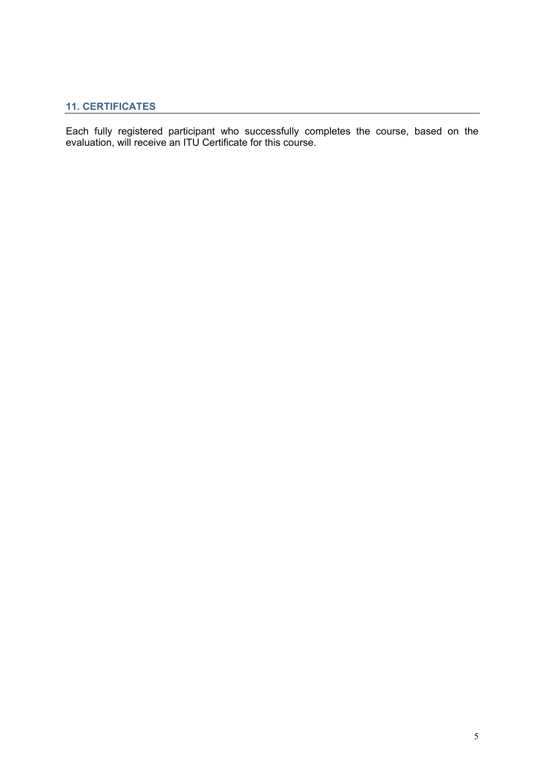## 11. CERTIFICATES

Each fully registered participant who successfully completes the course, based on the evaluation, will receive an ITU Certificate for this course.